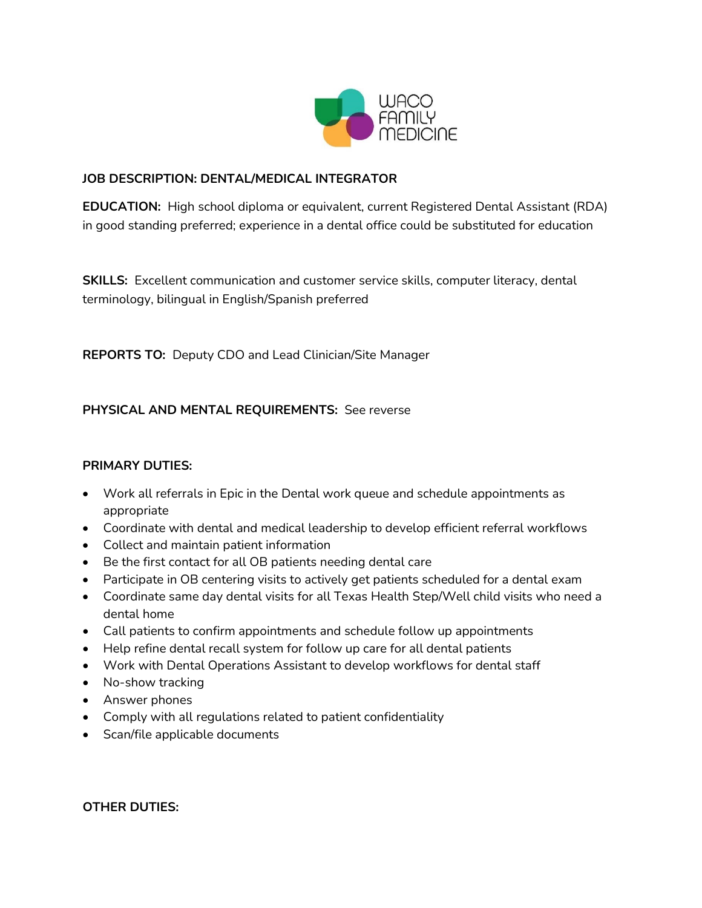WACO FAMILY MEDICINE

**JOB DESCRIPTION: DENTAL/MEDICAL INTEGRATOR**

**EDUCATION:** High school diploma or equivalent, current Registered Dental Assistant (RDA) in good standing preferred; experience in a dental office could be substituted for education

**SKILLS:** Excellent communication and customer service skills, computer literacy, dental terminology, bilingual in English/Spanish preferred

**REPORTS TO:** Deputy CDO and Lead Clinician/Site Manager

**PHYSICAL AND MENTAL REQUIREMENTS:** See reverse

**PRIMARY DUTIES:**

- Work all referrals in Epic in the Dental work queue and schedule appointments as appropriate
- Coordinate with dental and medical leadership to develop efficient referral workflows
- Collect and maintain patient information
- Be the first contact for all OB patients needing dental care
- Participate in OB centering visits to actively get patients scheduled for a dental exam
- Coordinate same day dental visits for all Texas Health Step/Well child visits who need a dental home
- Call patients to confirm appointments and schedule follow up appointments
- Help refine dental recall system for follow up care for all dental patients
- Work with Dental Operations Assistant to develop workflows for dental staff
- No-show tracking
- Answer phones
- Comply with all regulations related to patient confidentiality
- Scan/file applicable documents

**OTHER DUTIES:**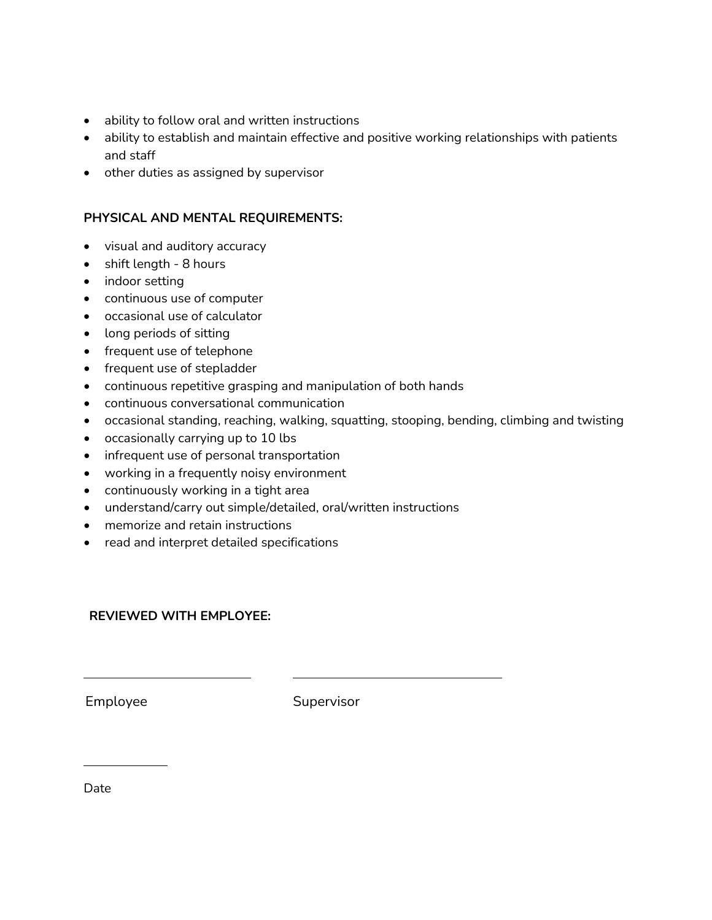- ability to follow oral and written instructions
- ability to establish and maintain effective and positive working relationships with patients and staff
- other duties as assigned by supervisor

**PHYSICAL AND MENTAL REQUIREMENTS:**

- visual and auditory accuracy
- shift length - 8 hours
- indoor setting
- continuous use of computer
- occasional use of calculator
- long periods of sitting
- frequent use of telephone
- frequent use of stepladder
- continuous repetitive grasping and manipulation of both hands
- continuous conversational communication
- occasional standing, reaching, walking, squatting, stooping, bending, climbing and twisting
- occasionally carrying up to 10 lbs
- infrequent use of personal transportation
- working in a frequently noisy environment
- continuously working in a tight area
- understand/carry out simple/detailed, oral/written instructions
- memorize and retain instructions
- read and interpret detailed specifications

**REVIEWED WITH EMPLOYEE:**

\_\_\_\_\_\_\_\_\_\_\_\_\_\_\_\_\_\_\_\_\_\_\_\_ \_\_\_\_\_\_\_\_\_\_\_\_\_\_\_\_\_\_\_\_\_\_\_\_\_\_\_\_\_\_

Employee Supervisor

\_\_\_\_\_\_\_\_\_\_\_\_

Date